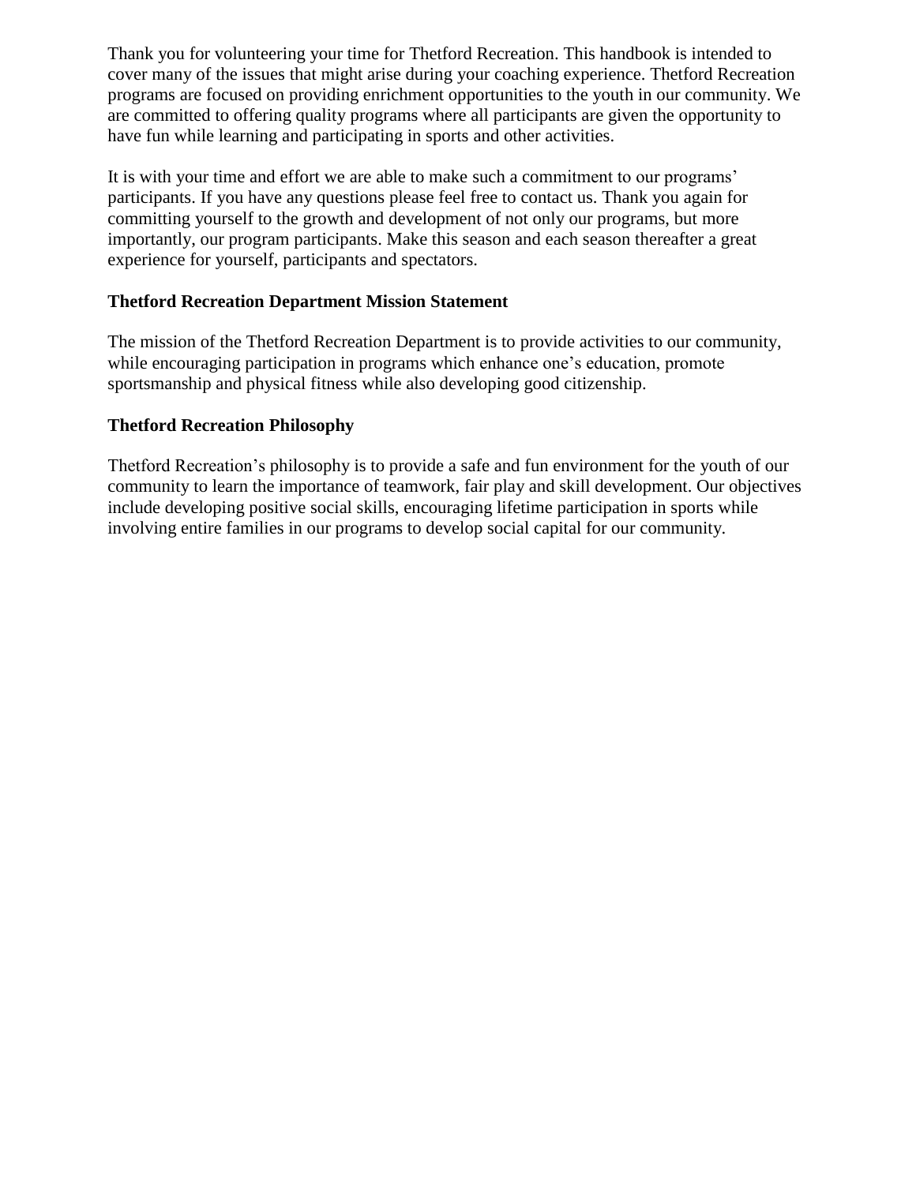Thank you for volunteering your time for Thetford Recreation. This handbook is intended to cover many of the issues that might arise during your coaching experience. Thetford Recreation programs are focused on providing enrichment opportunities to the youth in our community. We are committed to offering quality programs where all participants are given the opportunity to have fun while learning and participating in sports and other activities.

It is with your time and effort we are able to make such a commitment to our programs' participants. If you have any questions please feel free to contact us. Thank you again for committing yourself to the growth and development of not only our programs, but more importantly, our program participants. Make this season and each season thereafter a great experience for yourself, participants and spectators.

**Thetford Recreation Department Mission Statement**

The mission of the Thetford Recreation Department is to provide activities to our community, while encouraging participation in programs which enhance one's education, promote sportsmanship and physical fitness while also developing good citizenship.

**Thetford Recreation Philosophy**

Thetford Recreation's philosophy is to provide a safe and fun environment for the youth of our community to learn the importance of teamwork, fair play and skill development. Our objectives include developing positive social skills, encouraging lifetime participation in sports while involving entire families in our programs to develop social capital for our community.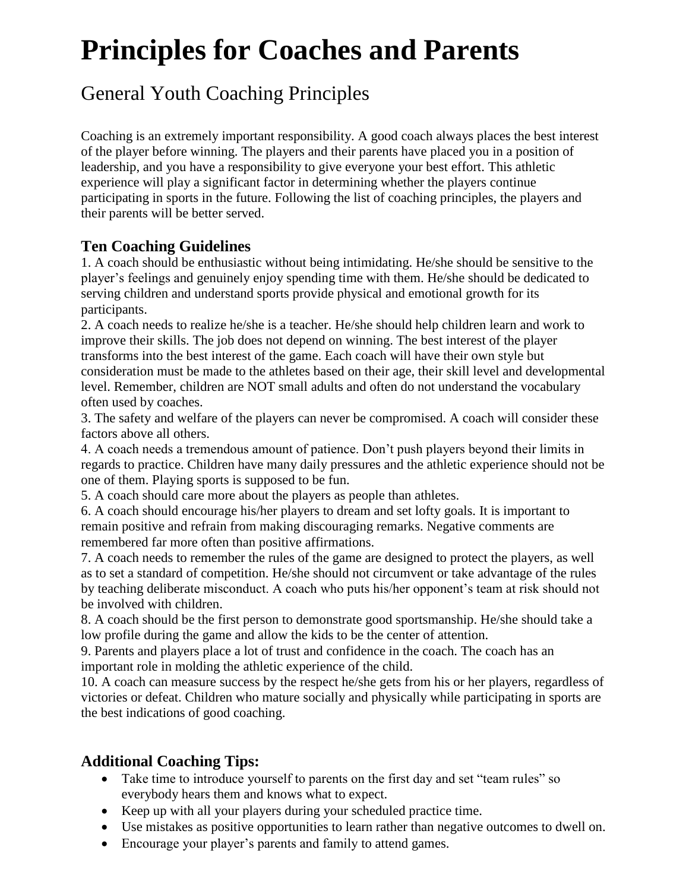# Principles for Coaches and Parents

## General Youth Coaching Principles

Coaching is an extremely important responsibility. A good coach always places the best interest of the player before winning. The players and their parents have placed you in a position of leadership, and you have a responsibility to give everyone your best effort. This athletic experience will play a significant factor in determining whether the players continue participating in sports in the future. Following the list of coaching principles, the players and their parents will be better served.

### Ten Coaching Guidelines

1. A coach should be enthusiastic without being intimidating. He/she should be sensitive to the player's feelings and genuinely enjoy spending time with them. He/she should be dedicated to serving children and understand sports provide physical and emotional growth for its participants.
2. A coach needs to realize he/she is a teacher. He/she should help children learn and work to improve their skills. The job does not depend on winning. The best interest of the player transforms into the best interest of the game. Each coach will have their own style but consideration must be made to the athletes based on their age, their skill level and developmental level. Remember, children are NOT small adults and often do not understand the vocabulary often used by coaches.
3. The safety and welfare of the players can never be compromised. A coach will consider these factors above all others.
4. A coach needs a tremendous amount of patience. Don't push players beyond their limits in regards to practice. Children have many daily pressures and the athletic experience should not be one of them. Playing sports is supposed to be fun.
5. A coach should care more about the players as people than athletes.
6. A coach should encourage his/her players to dream and set lofty goals. It is important to remain positive and refrain from making discouraging remarks. Negative comments are remembered far more often than positive affirmations.
7. A coach needs to remember the rules of the game are designed to protect the players, as well as to set a standard of competition. He/she should not circumvent or take advantage of the rules by teaching deliberate misconduct. A coach who puts his/her opponent's team at risk should not be involved with children.
8. A coach should be the first person to demonstrate good sportsmanship. He/she should take a low profile during the game and allow the kids to be the center of attention.
9. Parents and players place a lot of trust and confidence in the coach. The coach has an important role in molding the athletic experience of the child.
10. A coach can measure success by the respect he/she gets from his or her players, regardless of victories or defeat. Children who mature socially and physically while participating in sports are the best indications of good coaching.

### Additional Coaching Tips:

- Take time to introduce yourself to parents on the first day and set "team rules" so everybody hears them and knows what to expect.
- Keep up with all your players during your scheduled practice time.
- Use mistakes as positive opportunities to learn rather than negative outcomes to dwell on.
- Encourage your player's parents and family to attend games.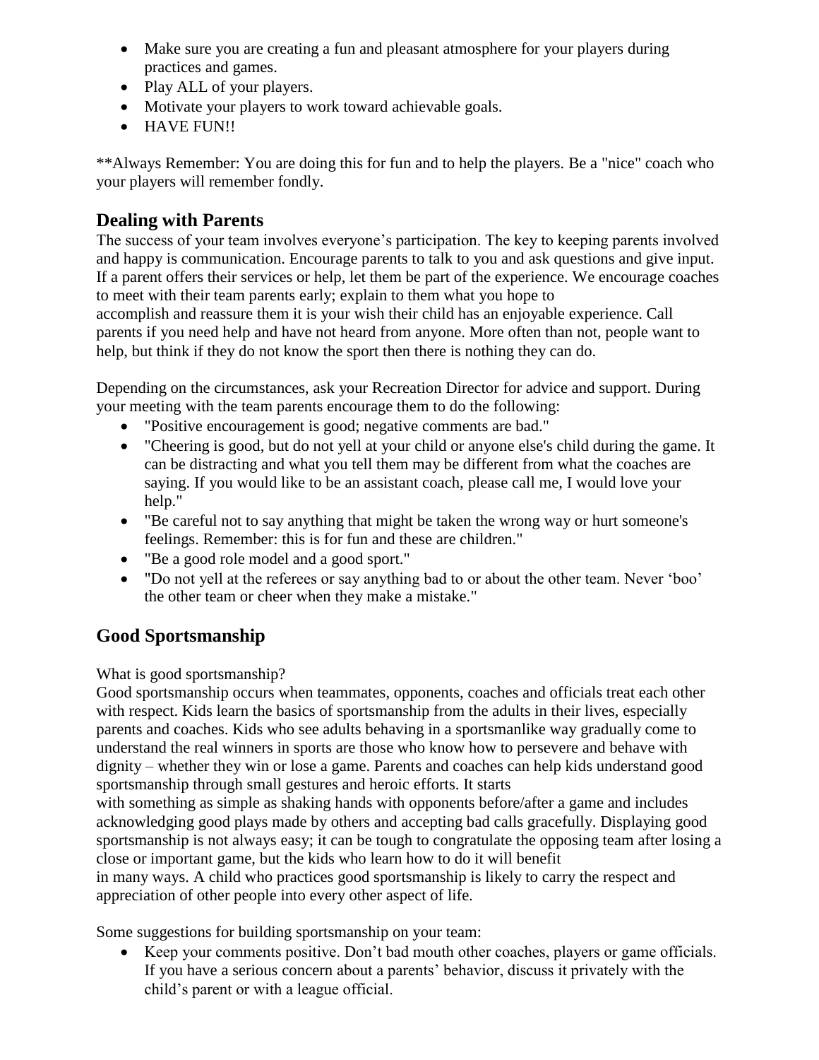- Make sure you are creating a fun and pleasant atmosphere for your players during practices and games.
- Play ALL of your players.
- Motivate your players to work toward achievable goals.
- HAVE FUN!!

**Always Remember: You are doing this for fun and to help the players. Be a "nice" coach who your players will remember fondly.

## Dealing with Parents

The success of your team involves everyone's participation. The key to keeping parents involved and happy is communication. Encourage parents to talk to you and ask questions and give input. If a parent offers their services or help, let them be part of the experience. We encourage coaches to meet with their team parents early; explain to them what you hope to accomplish and reassure them it is your wish their child has an enjoyable experience. Call parents if you need help and have not heard from anyone. More often than not, people want to help, but think if they do not know the sport then there is nothing they can do.

Depending on the circumstances, ask your Recreation Director for advice and support. During your meeting with the team parents encourage them to do the following:

- "Positive encouragement is good; negative comments are bad."
- "Cheering is good, but do not yell at your child or anyone else's child during the game. It can be distracting and what you tell them may be different from what the coaches are saying. If you would like to be an assistant coach, please call me, I would love your help."
- "Be careful not to say anything that might be taken the wrong way or hurt someone's feelings. Remember: this is for fun and these are children."
- "Be a good role model and a good sport."
- "Do not yell at the referees or say anything bad to or about the other team. Never 'boo' the other team or cheer when they make a mistake."

## Good Sportsmanship

What is good sportsmanship?

Good sportsmanship occurs when teammates, opponents, coaches and officials treat each other with respect. Kids learn the basics of sportsmanship from the adults in their lives, especially parents and coaches. Kids who see adults behaving in a sportsmanlike way gradually come to understand the real winners in sports are those who know how to persevere and behave with dignity – whether they win or lose a game. Parents and coaches can help kids understand good sportsmanship through small gestures and heroic efforts. It starts with something as simple as shaking hands with opponents before/after a game and includes acknowledging good plays made by others and accepting bad calls gracefully. Displaying good sportsmanship is not always easy; it can be tough to congratulate the opposing team after losing a close or important game, but the kids who learn how to do it will benefit in many ways. A child who practices good sportsmanship is likely to carry the respect and appreciation of other people into every other aspect of life.

Some suggestions for building sportsmanship on your team:

- Keep your comments positive. Don't bad mouth other coaches, players or game officials. If you have a serious concern about a parents' behavior, discuss it privately with the child's parent or with a league official.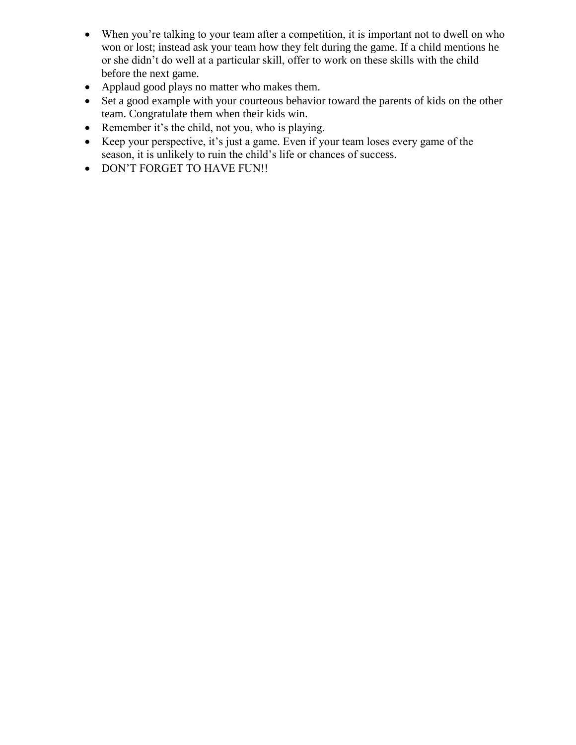- When you're talking to your team after a competition, it is important not to dwell on who won or lost; instead ask your team how they felt during the game. If a child mentions he or she didn't do well at a particular skill, offer to work on these skills with the child before the next game.
- Applaud good plays no matter who makes them.
- Set a good example with your courteous behavior toward the parents of kids on the other team. Congratulate them when their kids win.
- Remember it's the child, not you, who is playing.
- Keep your perspective, it's just a game. Even if your team loses every game of the season, it is unlikely to ruin the child's life or chances of success.
- DON'T FORGET TO HAVE FUN!!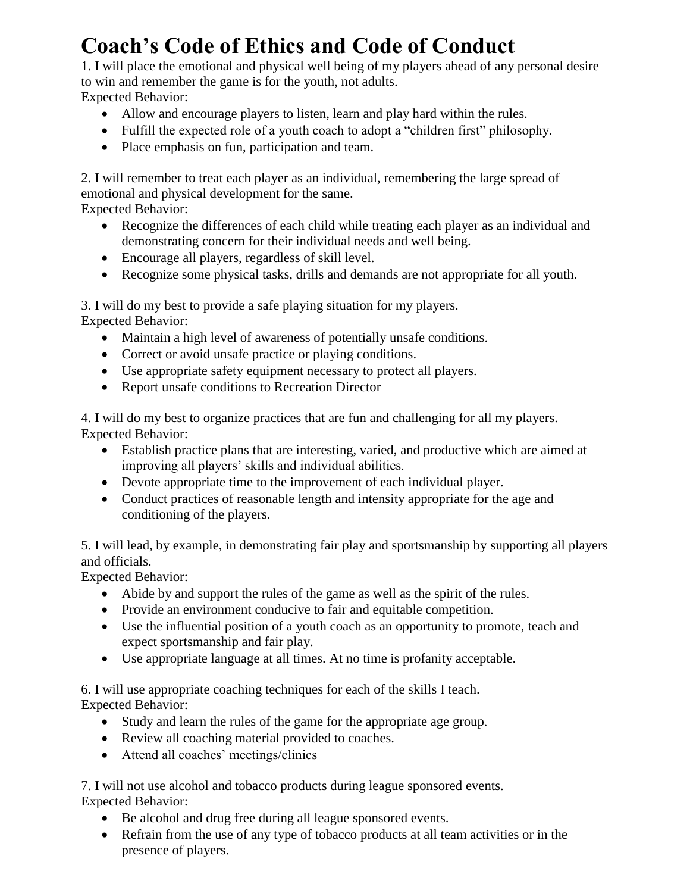# Coach's Code of Ethics and Code of Conduct

1. I will place the emotional and physical well being of my players ahead of any personal desire to win and remember the game is for the youth, not adults.

Expected Behavior:

- Allow and encourage players to listen, learn and play hard within the rules.
- Fulfill the expected role of a youth coach to adopt a "children first" philosophy.
- Place emphasis on fun, participation and team.

2. I will remember to treat each player as an individual, remembering the large spread of emotional and physical development for the same.

Expected Behavior:

- Recognize the differences of each child while treating each player as an individual and demonstrating concern for their individual needs and well being.
- Encourage all players, regardless of skill level.
- Recognize some physical tasks, drills and demands are not appropriate for all youth.

3. I will do my best to provide a safe playing situation for my players.

Expected Behavior:

- Maintain a high level of awareness of potentially unsafe conditions.
- Correct or avoid unsafe practice or playing conditions.
- Use appropriate safety equipment necessary to protect all players.
- Report unsafe conditions to Recreation Director

4. I will do my best to organize practices that are fun and challenging for all my players.

Expected Behavior:

- Establish practice plans that are interesting, varied, and productive which are aimed at improving all players' skills and individual abilities.
- Devote appropriate time to the improvement of each individual player.
- Conduct practices of reasonable length and intensity appropriate for the age and conditioning of the players.

5. I will lead, by example, in demonstrating fair play and sportsmanship by supporting all players and officials.

Expected Behavior:

- Abide by and support the rules of the game as well as the spirit of the rules.
- Provide an environment conducive to fair and equitable competition.
- Use the influential position of a youth coach as an opportunity to promote, teach and expect sportsmanship and fair play.
- Use appropriate language at all times. At no time is profanity acceptable.

6. I will use appropriate coaching techniques for each of the skills I teach.

Expected Behavior:

- Study and learn the rules of the game for the appropriate age group.
- Review all coaching material provided to coaches.
- Attend all coaches' meetings/clinics

7. I will not use alcohol and tobacco products during league sponsored events.

Expected Behavior:

- Be alcohol and drug free during all league sponsored events.
- Refrain from the use of any type of tobacco products at all team activities or in the presence of players.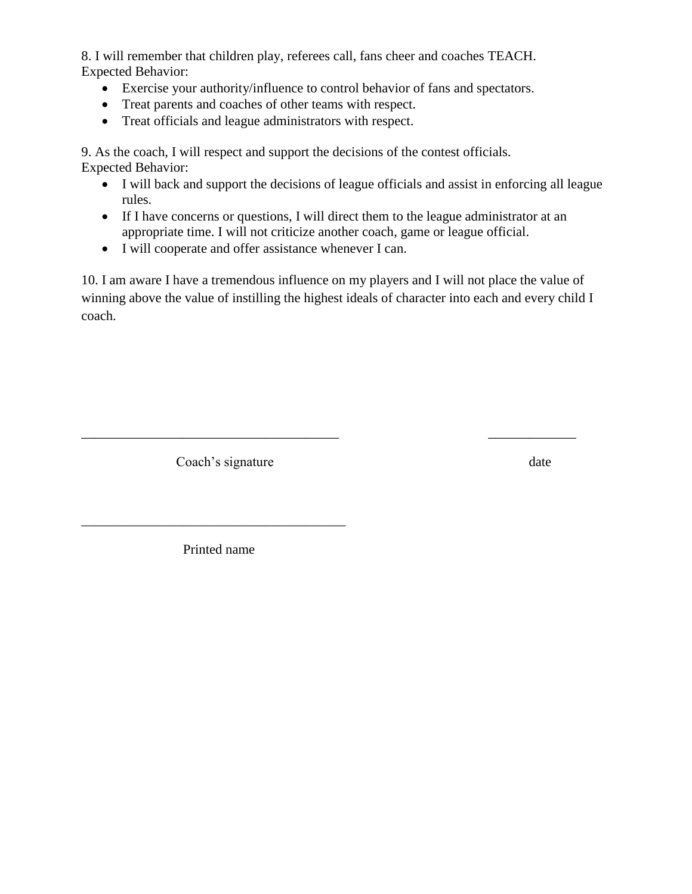8. I will remember that children play, referees call, fans cheer and coaches TEACH.
Expected Behavior:

- Exercise your authority/influence to control behavior of fans and spectators.
- Treat parents and coaches of other teams with respect.
- Treat officials and league administrators with respect.

9. As the coach, I will respect and support the decisions of the contest officials.
Expected Behavior:

- I will back and support the decisions of league officials and assist in enforcing all league rules.
- If I have concerns or questions, I will direct them to the league administrator at an appropriate time. I will not criticize another coach, game or league official.
- I will cooperate and offer assistance whenever I can.

10. I am aware I have a tremendous influence on my players and I will not place the value of winning above the value of instilling the highest ideals of character into each and every child I coach.

_____________________________________ _____________

Coach's signature date

______________________________________

Printed name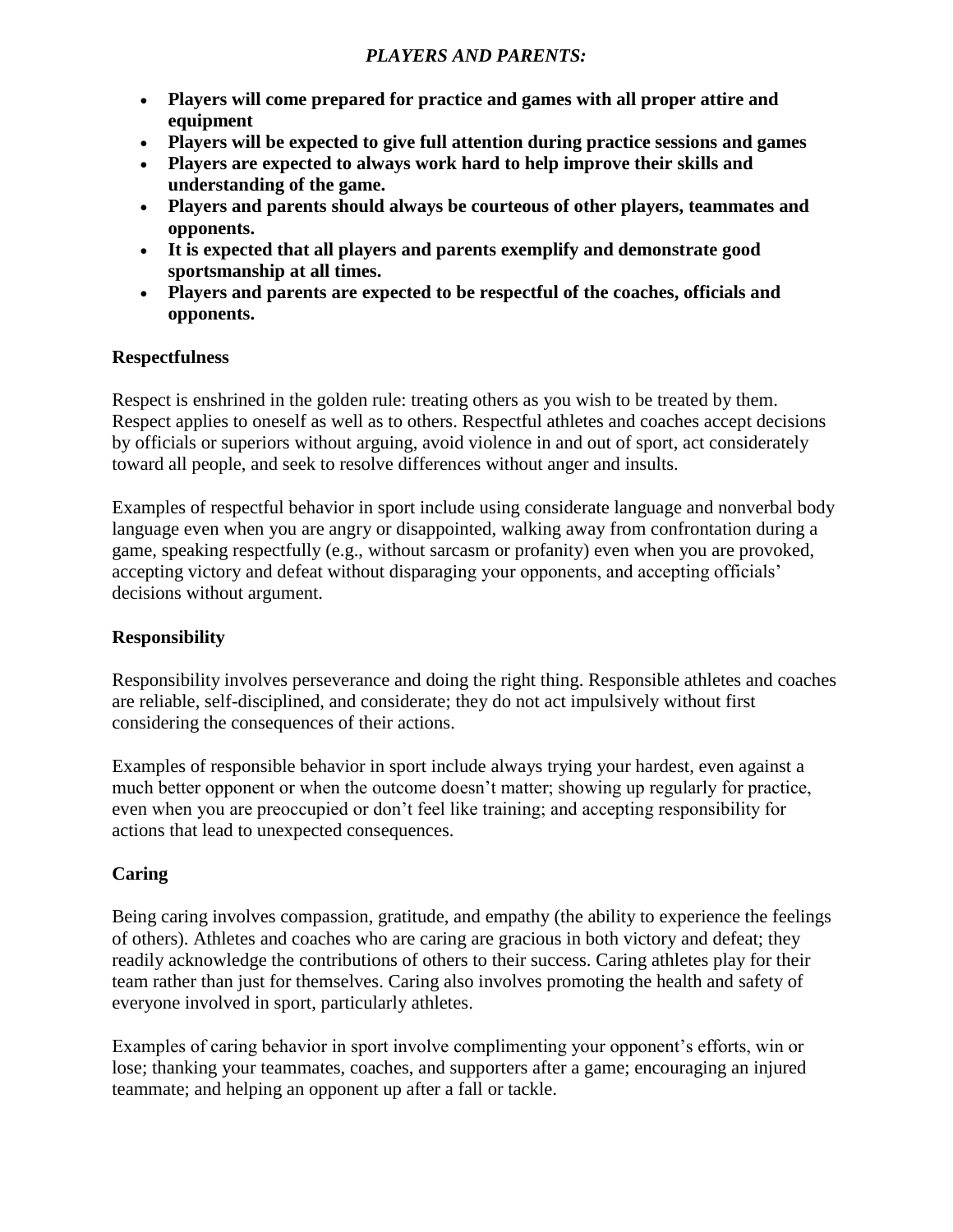*PLAYERS AND PARENTS:*

- **Players will come prepared for practice and games with all proper attire and equipment**
- **Players will be expected to give full attention during practice sessions and games**
- **Players are expected to always work hard to help improve their skills and understanding of the game.**
- **Players and parents should always be courteous of other players, teammates and opponents.**
- **It is expected that all players and parents exemplify and demonstrate good sportsmanship at all times.**
- **Players and parents are expected to be respectful of the coaches, officials and opponents.**

**Respectfulness**

Respect is enshrined in the golden rule: treating others as you wish to be treated by them. Respect applies to oneself as well as to others. Respectful athletes and coaches accept decisions by officials or superiors without arguing, avoid violence in and out of sport, act considerately toward all people, and seek to resolve differences without anger and insults.

Examples of respectful behavior in sport include using considerate language and nonverbal body language even when you are angry or disappointed, walking away from confrontation during a game, speaking respectfully (e.g., without sarcasm or profanity) even when you are provoked, accepting victory and defeat without disparaging your opponents, and accepting officials' decisions without argument.

**Responsibility**

Responsibility involves perseverance and doing the right thing. Responsible athletes and coaches are reliable, self-disciplined, and considerate; they do not act impulsively without first considering the consequences of their actions.

Examples of responsible behavior in sport include always trying your hardest, even against a much better opponent or when the outcome doesn't matter; showing up regularly for practice, even when you are preoccupied or don't feel like training; and accepting responsibility for actions that lead to unexpected consequences.

**Caring**

Being caring involves compassion, gratitude, and empathy (the ability to experience the feelings of others). Athletes and coaches who are caring are gracious in both victory and defeat; they readily acknowledge the contributions of others to their success. Caring athletes play for their team rather than just for themselves. Caring also involves promoting the health and safety of everyone involved in sport, particularly athletes.

Examples of caring behavior in sport involve complimenting your opponent's efforts, win or lose; thanking your teammates, coaches, and supporters after a game; encouraging an injured teammate; and helping an opponent up after a fall or tackle.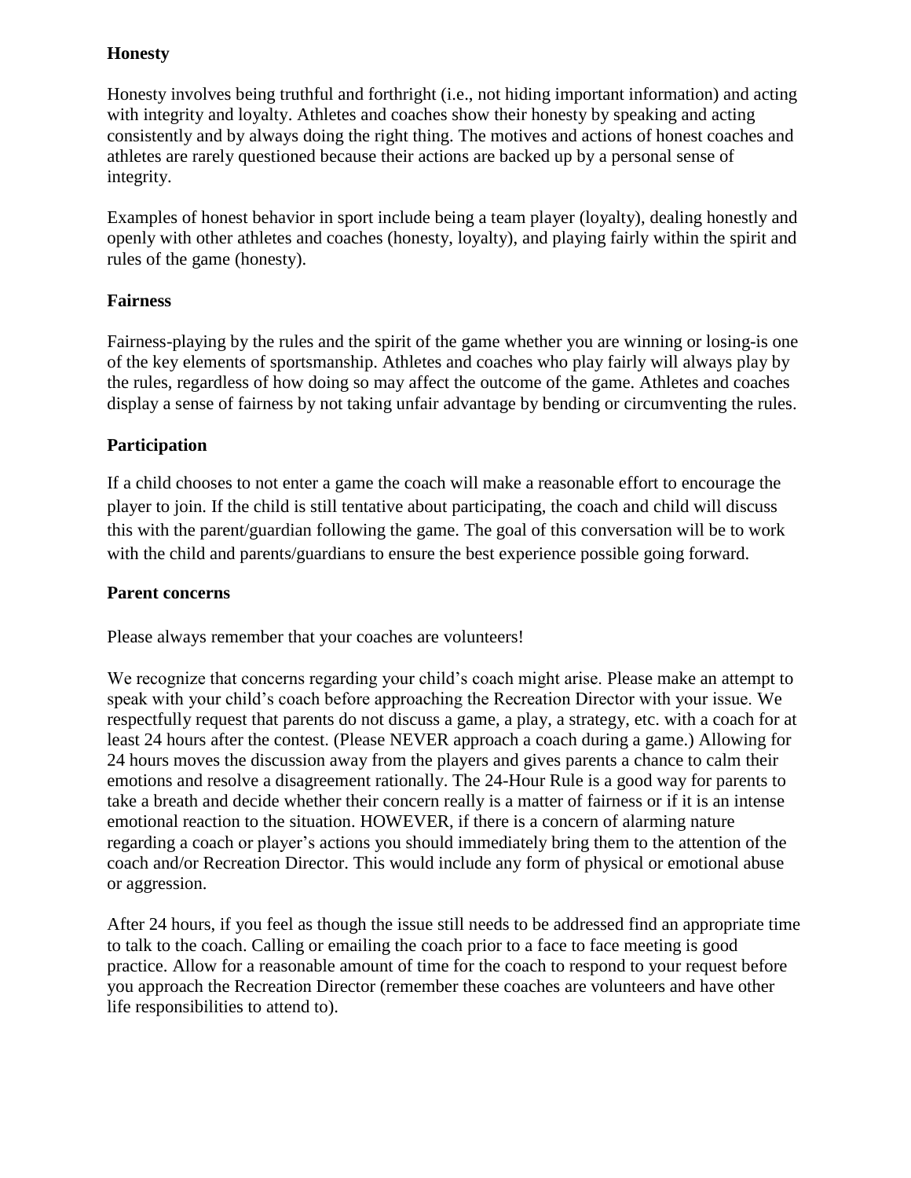**Honesty**

Honesty involves being truthful and forthright (i.e., not hiding important information) and acting with integrity and loyalty. Athletes and coaches show their honesty by speaking and acting consistently and by always doing the right thing. The motives and actions of honest coaches and athletes are rarely questioned because their actions are backed up by a personal sense of integrity.

Examples of honest behavior in sport include being a team player (loyalty), dealing honestly and openly with other athletes and coaches (honesty, loyalty), and playing fairly within the spirit and rules of the game (honesty).

**Fairness**

Fairness-playing by the rules and the spirit of the game whether you are winning or losing-is one of the key elements of sportsmanship. Athletes and coaches who play fairly will always play by the rules, regardless of how doing so may affect the outcome of the game. Athletes and coaches display a sense of fairness by not taking unfair advantage by bending or circumventing the rules.

**Participation**

If a child chooses to not enter a game the coach will make a reasonable effort to encourage the player to join. If the child is still tentative about participating, the coach and child will discuss this with the parent/guardian following the game. The goal of this conversation will be to work with the child and parents/guardians to ensure the best experience possible going forward.

**Parent concerns**

Please always remember that your coaches are volunteers!

We recognize that concerns regarding your child's coach might arise. Please make an attempt to speak with your child's coach before approaching the Recreation Director with your issue. We respectfully request that parents do not discuss a game, a play, a strategy, etc. with a coach for at least 24 hours after the contest. (Please NEVER approach a coach during a game.) Allowing for 24 hours moves the discussion away from the players and gives parents a chance to calm their emotions and resolve a disagreement rationally. The 24-Hour Rule is a good way for parents to take a breath and decide whether their concern really is a matter of fairness or if it is an intense emotional reaction to the situation. HOWEVER, if there is a concern of alarming nature regarding a coach or player's actions you should immediately bring them to the attention of the coach and/or Recreation Director. This would include any form of physical or emotional abuse or aggression.

After 24 hours, if you feel as though the issue still needs to be addressed find an appropriate time to talk to the coach. Calling or emailing the coach prior to a face to face meeting is good practice. Allow for a reasonable amount of time for the coach to respond to your request before you approach the Recreation Director (remember these coaches are volunteers and have other life responsibilities to attend to).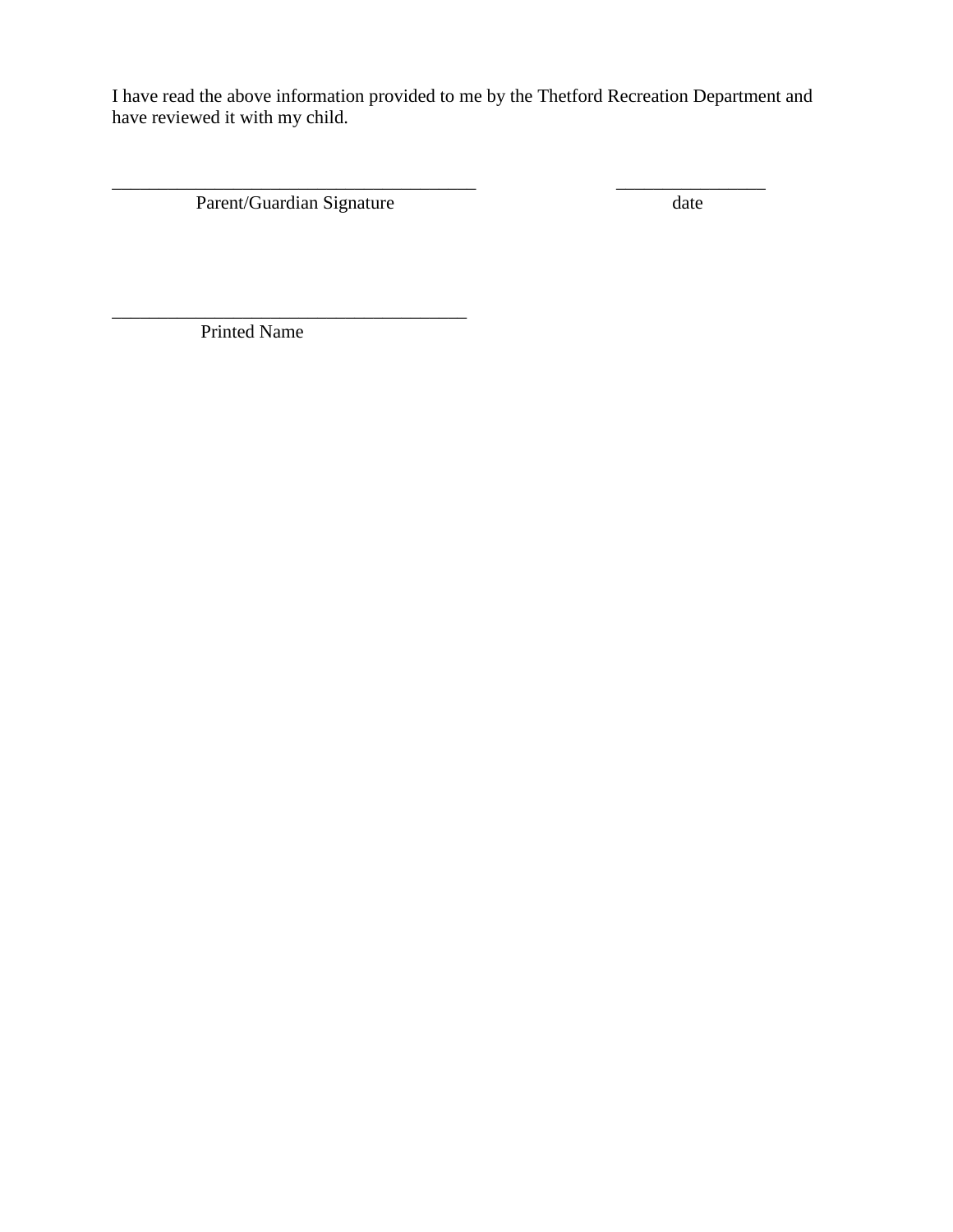I have read the above information provided to me by the Thetford Recreation Department and have reviewed it with my child.

________________________________________ ________________

Parent/Guardian Signature date

_______________________________________

Printed Name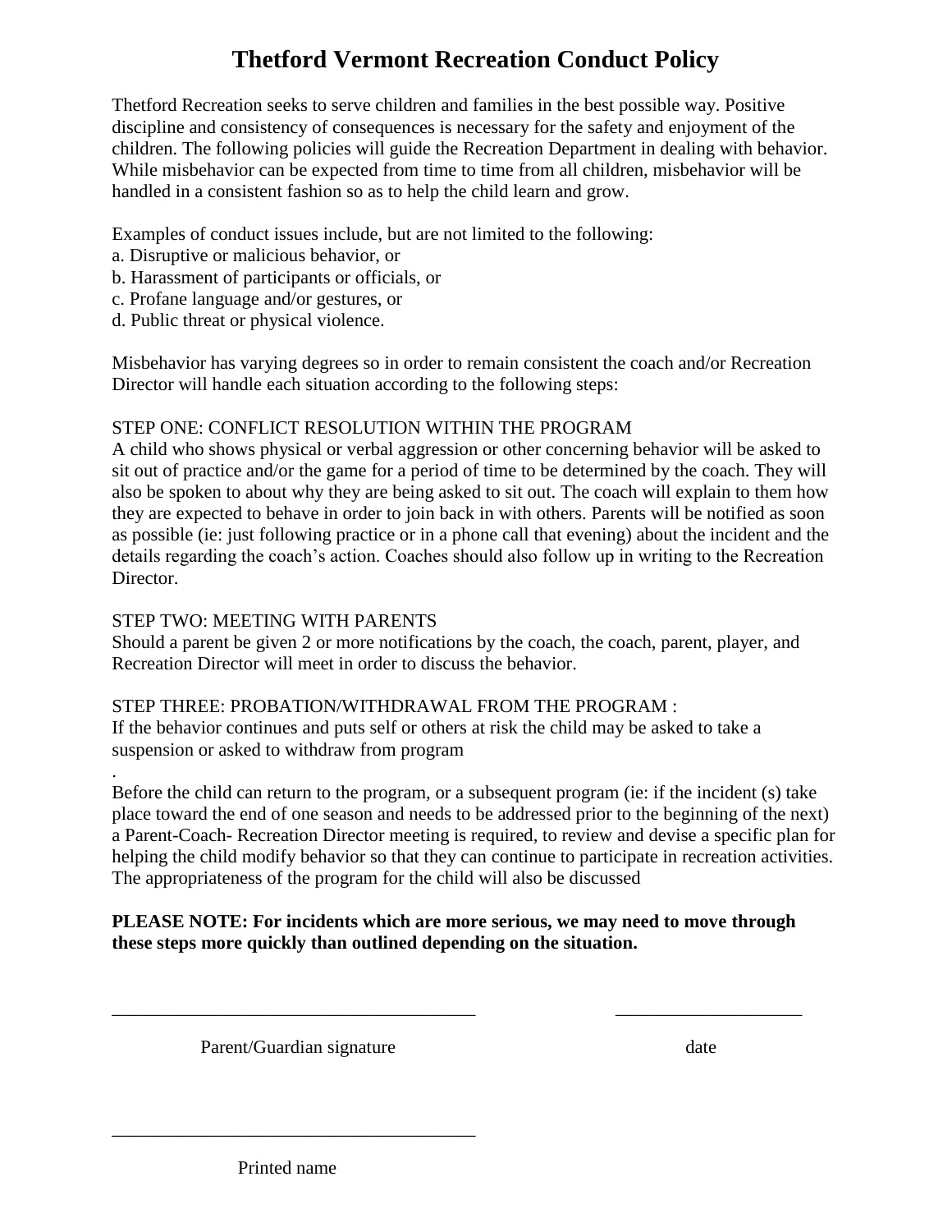# Thetford Vermont Recreation Conduct Policy

Thetford Recreation seeks to serve children and families in the best possible way. Positive discipline and consistency of consequences is necessary for the safety and enjoyment of the children. The following policies will guide the Recreation Department in dealing with behavior. While misbehavior can be expected from time to time from all children, misbehavior will be handled in a consistent fashion so as to help the child learn and grow.

Examples of conduct issues include, but are not limited to the following:

a. Disruptive or malicious behavior, or
b. Harassment of participants or officials, or
c. Profane language and/or gestures, or
d. Public threat or physical violence.

Misbehavior has varying degrees so in order to remain consistent the coach and/or Recreation Director will handle each situation according to the following steps:

STEP ONE: CONFLICT RESOLUTION WITHIN THE PROGRAM
A child who shows physical or verbal aggression or other concerning behavior will be asked to sit out of practice and/or the game for a period of time to be determined by the coach. They will also be spoken to about why they are being asked to sit out. The coach will explain to them how they are expected to behave in order to join back in with others. Parents will be notified as soon as possible (ie: just following practice or in a phone call that evening) about the incident and the details regarding the coach's action. Coaches should also follow up in writing to the Recreation Director.

STEP TWO: MEETING WITH PARENTS
Should a parent be given 2 or more notifications by the coach, the coach, parent, player, and Recreation Director will meet in order to discuss the behavior.

STEP THREE: PROBATION/WITHDRAWAL FROM THE PROGRAM :
If the behavior continues and puts self or others at risk the child may be asked to take a suspension or asked to withdraw from program

.
Before the child can return to the program, or a subsequent program (ie: if the incident (s) take place toward the end of one season and needs to be addressed prior to the beginning of the next) a Parent-Coach- Recreation Director meeting is required, to review and devise a specific plan for helping the child modify behavior so that they can continue to participate in recreation activities. The appropriateness of the program for the child will also be discussed

**PLEASE NOTE: For incidents which are more serious, we may need to move through these steps more quickly than outlined depending on the situation.**

_______________________________________ ____________________

Parent/Guardian signature date

_______________________________________

Printed name